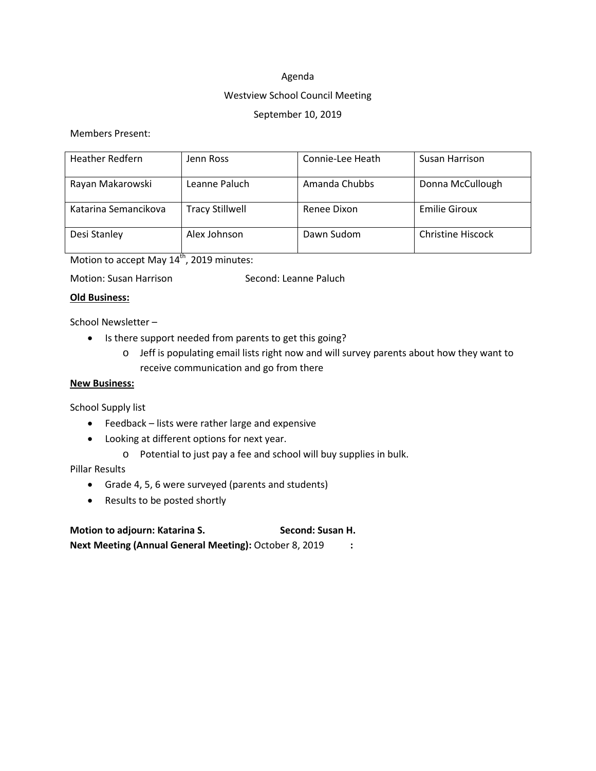Agenda

Westview School Council Meeting

September 10, 2019

Members Present:

| Heather Redfern | Jenn Ross | Connie-Lee Heath | Susan Harrison |
|---|---|---|---|
| Rayan Makarowski | Leanne Paluch | Amanda Chubbs | Donna McCullough |
| Katarina Semancikova | Tracy Stillwell | Renee Dixon | Emilie Giroux |
| Desi Stanley | Alex Johnson | Dawn Sudom | Christine Hiscock |

Motion to accept May 14th, 2019 minutes:

Motion: Susan Harrison Second: Leanne Paluch

**Old Business:**

School Newsletter –

- Is there support needed from parents to get this going?
  - Jeff is populating email lists right now and will survey parents about how they want to receive communication and go from there

**New Business:**

School Supply list

- Feedback – lists were rather large and expensive
- Looking at different options for next year.
  - Potential to just pay a fee and school will buy supplies in bulk.

Pillar Results

- Grade 4, 5, 6 were surveyed (parents and students)
- Results to be posted shortly

**Motion to adjourn: Katarina S. Second: Susan H.**

**Next Meeting (Annual General Meeting):** October 8, 2019 **:**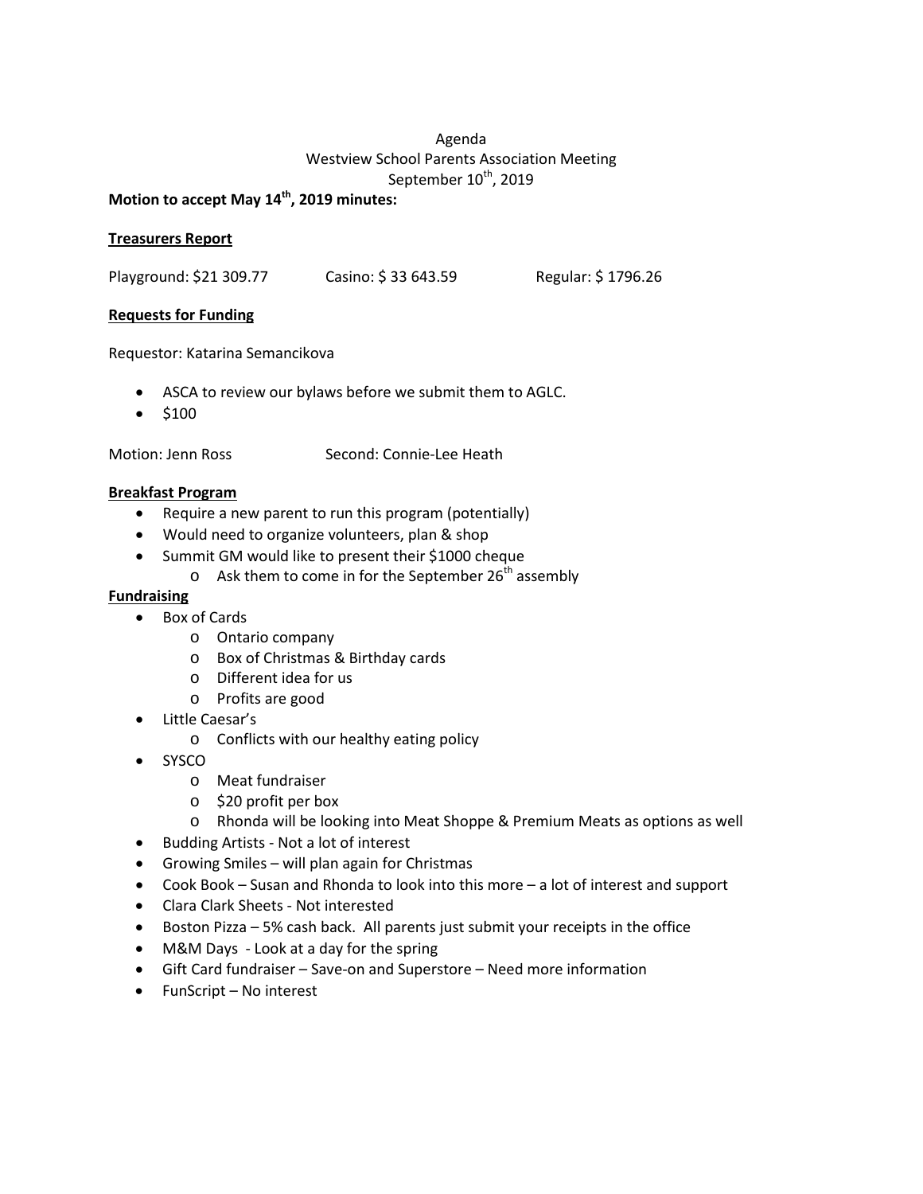Agenda
Westview School Parents Association Meeting
September 10th, 2019

**Motion to accept May 14th, 2019 minutes:**

**Treasurers Report**

Playground: $21 309.77 Casino: $ 33 643.59 Regular: $ 1796.26

**Requests for Funding**

Requestor: Katarina Semancikova

- ASCA to review our bylaws before we submit them to AGLC.
- $100

Motion: Jenn Ross Second: Connie-Lee Heath

**Breakfast Program**

- Require a new parent to run this program (potentially)
- Would need to organize volunteers, plan & shop
- Summit GM would like to present their $1000 cheque
  - Ask them to come in for the September 26th assembly

**Fundraising**

- Box of Cards
  - Ontario company
  - Box of Christmas & Birthday cards
  - Different idea for us
  - Profits are good
- Little Caesar's
  - Conflicts with our healthy eating policy
- SYSCO
  - Meat fundraiser
  - $20 profit per box
  - Rhonda will be looking into Meat Shoppe & Premium Meats as options as well
- Budding Artists - Not a lot of interest
- Growing Smiles – will plan again for Christmas
- Cook Book – Susan and Rhonda to look into this more – a lot of interest and support
- Clara Clark Sheets - Not interested
- Boston Pizza – 5% cash back. All parents just submit your receipts in the office
- M&M Days - Look at a day for the spring
- Gift Card fundraiser – Save-on and Superstore – Need more information
- FunScript – No interest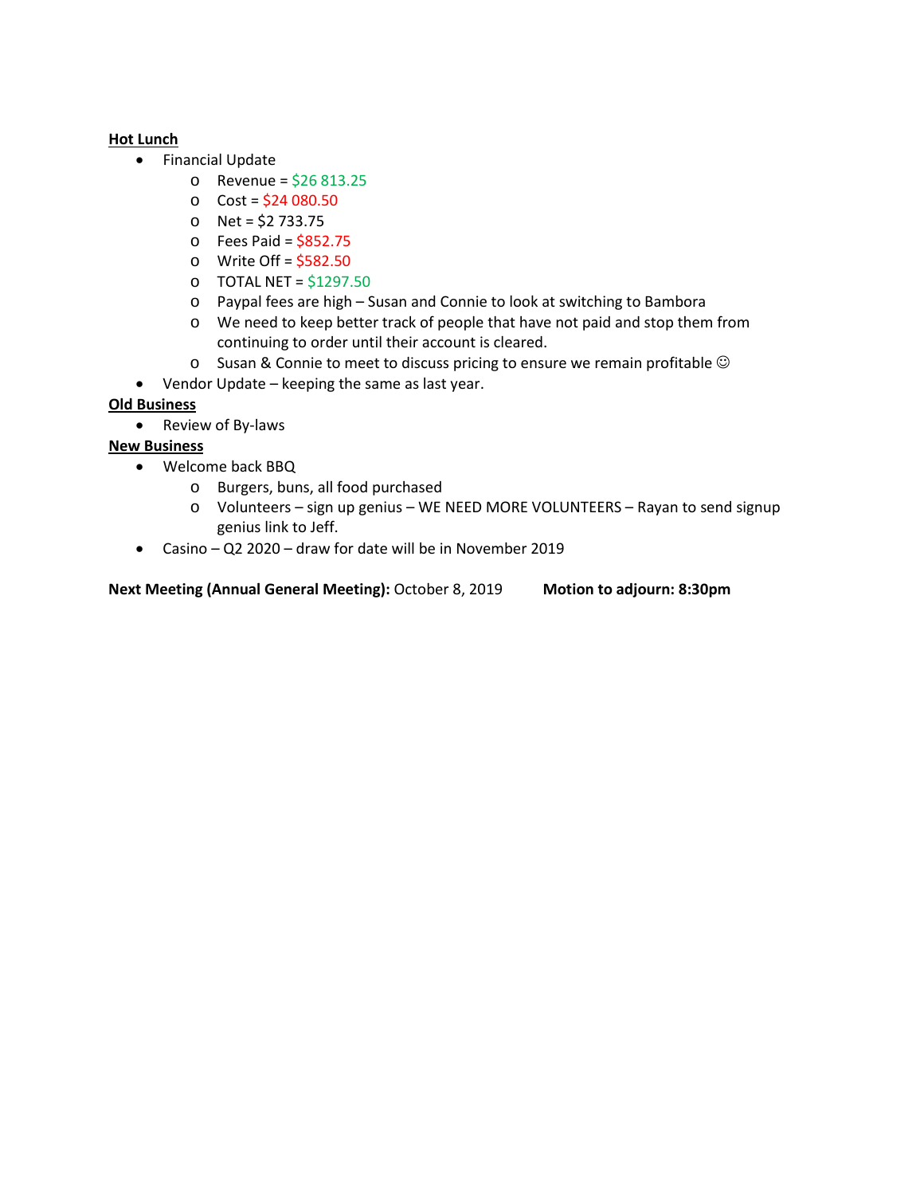**<u>Hot Lunch</u>**

- Financial Update
  - Revenue = $26 813.25
  - Cost = $24 080.50
  - Net = $2 733.75
  - Fees Paid = $852.75
  - Write Off = $582.50
  - TOTAL NET = $1297.50
  - Paypal fees are high – Susan and Connie to look at switching to Bambora
  - We need to keep better track of people that have not paid and stop them from continuing to order until their account is cleared.
  - Susan & Connie to meet to discuss pricing to ensure we remain profitable ☺
- Vendor Update – keeping the same as last year.

**<u>Old Business</u>**

- Review of By-laws

**<u>New Business</u>**

- Welcome back BBQ
  - Burgers, buns, all food purchased
  - Volunteers – sign up genius – WE NEED MORE VOLUNTEERS – Rayan to send signup genius link to Jeff.
- Casino – Q2 2020 – draw for date will be in November 2019

**Next Meeting (Annual General Meeting):** October 8, 2019 **Motion to adjourn: 8:30pm**